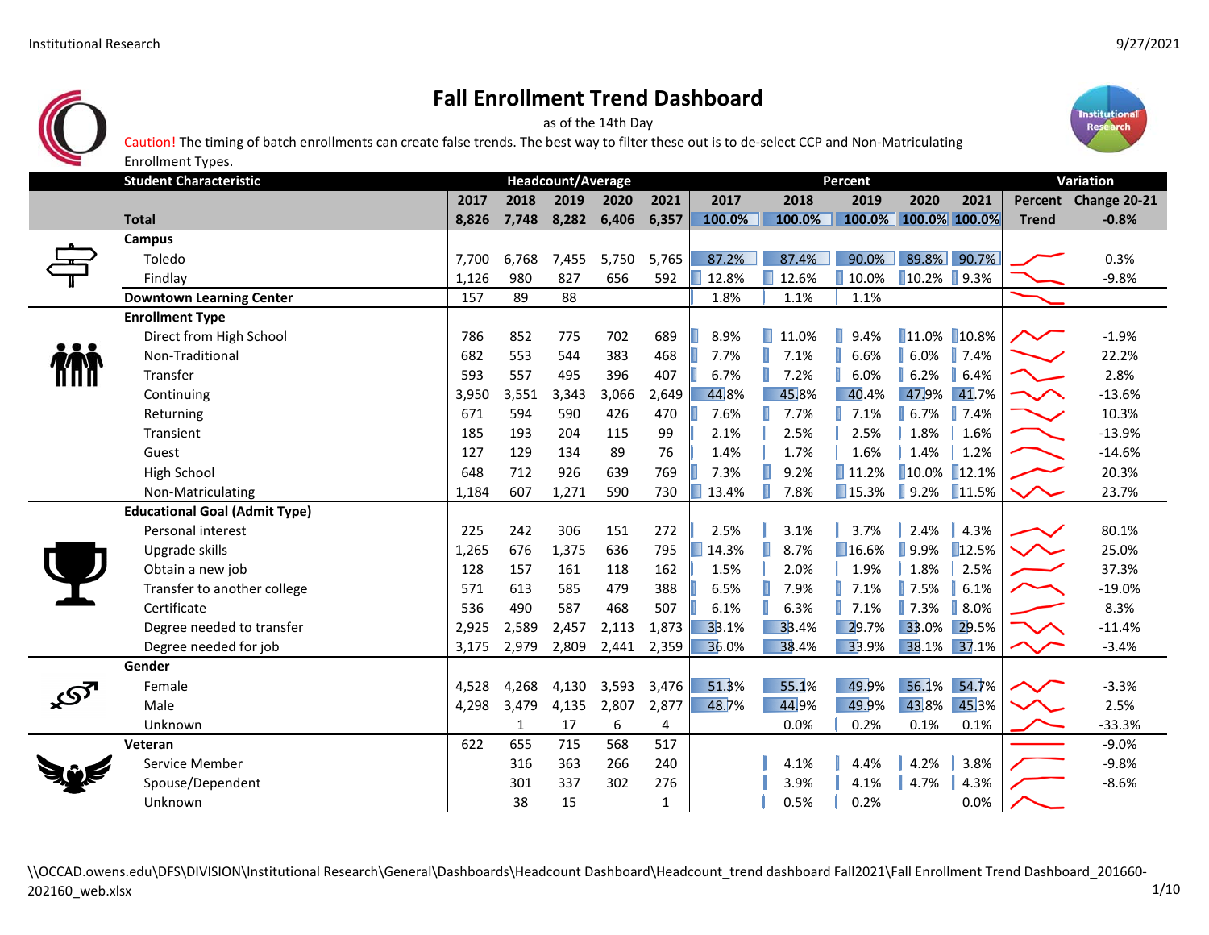# Fall Enrollment Trend Dashboard

as of the 14th Day

Caution! The timing of batch enrollments can create false trends. The best way to filter these out is to de-select CCP and Non-Matriculating Enrollment Types.

| Student Characteristic | Headcount/Average | | | | | Percent | | | | | Variation | |
|---|---|---|---|---|---|---|---|---|---|---|---|---|
| | 2017 | 2018 | 2019 | 2020 | 2021 | 2017 | 2018 | 2019 | 2020 | 2021 | Percent | Change 20-21 |
| **Total** | 8,826 | 7,748 | 8,282 | 6,406 | 6,357 | 100.0% | 100.0% | 100.0% | 100.0% | 100.0% | Trend | -0.8% |
| **Campus** | | | | | | | | | | | | |
| Toledo | 7,700 | 6,768 | 7,455 | 5,750 | 5,765 | 87.2% | 87.4% | 90.0% | 89.8% | 90.7% | | 0.3% |
| Findlay | 1,126 | 980 | 827 | 656 | 592 | 12.8% | 12.6% | 10.0% | 10.2% | 9.3% | | -9.8% |
| **Downtown Learning Center** | 157 | 89 | 88 | | | 1.8% | 1.1% | 1.1% | | | | |
| **Enrollment Type** | | | | | | | | | | | | |
| Direct from High School | 786 | 852 | 775 | 702 | 689 | 8.9% | 11.0% | 9.4% | 11.0% | 10.8% | | -1.9% |
| Non-Traditional | 682 | 553 | 544 | 383 | 468 | 7.7% | 7.1% | 6.6% | 6.0% | 7.4% | | 22.2% |
| Transfer | 593 | 557 | 495 | 396 | 407 | 6.7% | 7.2% | 6.0% | 6.2% | 6.4% | | 2.8% |
| Continuing | 3,950 | 3,551 | 3,343 | 3,066 | 2,649 | 44.8% | 45.8% | 40.4% | 47.9% | 41.7% | | -13.6% |
| Returning | 671 | 594 | 590 | 426 | 470 | 7.6% | 7.7% | 7.1% | 6.7% | 7.4% | | 10.3% |
| Transient | 185 | 193 | 204 | 115 | 99 | 2.1% | 2.5% | 2.5% | 1.8% | 1.6% | | -13.9% |
| Guest | 127 | 129 | 134 | 89 | 76 | 1.4% | 1.7% | 1.6% | 1.4% | 1.2% | | -14.6% |
| High School | 648 | 712 | 926 | 639 | 769 | 7.3% | 9.2% | 11.2% | 10.0% | 12.1% | | 20.3% |
| Non-Matriculating | 1,184 | 607 | 1,271 | 590 | 730 | 13.4% | 7.8% | 15.3% | 9.2% | 11.5% | | 23.7% |
| **Educational Goal (Admit Type)** | | | | | | | | | | | | |
| Personal interest | 225 | 242 | 306 | 151 | 272 | 2.5% | 3.1% | 3.7% | 2.4% | 4.3% | | 80.1% |
| Upgrade skills | 1,265 | 676 | 1,375 | 636 | 795 | 14.3% | 8.7% | 16.6% | 9.9% | 12.5% | | 25.0% |
| Obtain a new job | 128 | 157 | 161 | 118 | 162 | 1.5% | 2.0% | 1.9% | 1.8% | 2.5% | | 37.3% |
| Transfer to another college | 571 | 613 | 585 | 479 | 388 | 6.5% | 7.9% | 7.1% | 7.5% | 6.1% | | -19.0% |
| Certificate | 536 | 490 | 587 | 468 | 507 | 6.1% | 6.3% | 7.1% | 7.3% | 8.0% | | 8.3% |
| Degree needed to transfer | 2,925 | 2,589 | 2,457 | 2,113 | 1,873 | 33.1% | 33.4% | 29.7% | 33.0% | 29.5% | | -11.4% |
| Degree needed for job | 3,175 | 2,979 | 2,809 | 2,441 | 2,359 | 36.0% | 38.4% | 33.9% | 38.1% | 37.1% | | -3.4% |
| **Gender** | | | | | | | | | | | | |
| Female | 4,528 | 4,268 | 4,130 | 3,593 | 3,476 | 51.3% | 55.1% | 49.9% | 56.1% | 54.7% | | -3.3% |
| Male | 4,298 | 3,479 | 4,135 | 2,807 | 2,877 | 48.7% | 44.9% | 49.9% | 43.8% | 45.3% | | 2.5% |
| Unknown | | 1 | 17 | 6 | 4 | | 0.0% | 0.2% | 0.1% | 0.1% | | -33.3% |
| **Veteran** | 622 | 655 | 715 | 568 | 517 | | | | | | | -9.0% |
| Service Member | | 316 | 363 | 266 | 240 | | 4.1% | 4.4% | 4.2% | 3.8% | | -9.8% |
| Spouse/Dependent | | 301 | 337 | 302 | 276 | | 3.9% | 4.1% | 4.7% | 4.3% | | -8.6% |
| Unknown | | 38 | 15 | | 1 | | 0.5% | 0.2% | | 0.0% | | |

\\OCCAD.owens.edu\DFS\DIVISION\Institutional Research\General\Dashboards\Headcount Dashboard\Headcount_trend dashboard Fall2021\Fall Enrollment Trend Dashboard_201660-202160_web.xlsx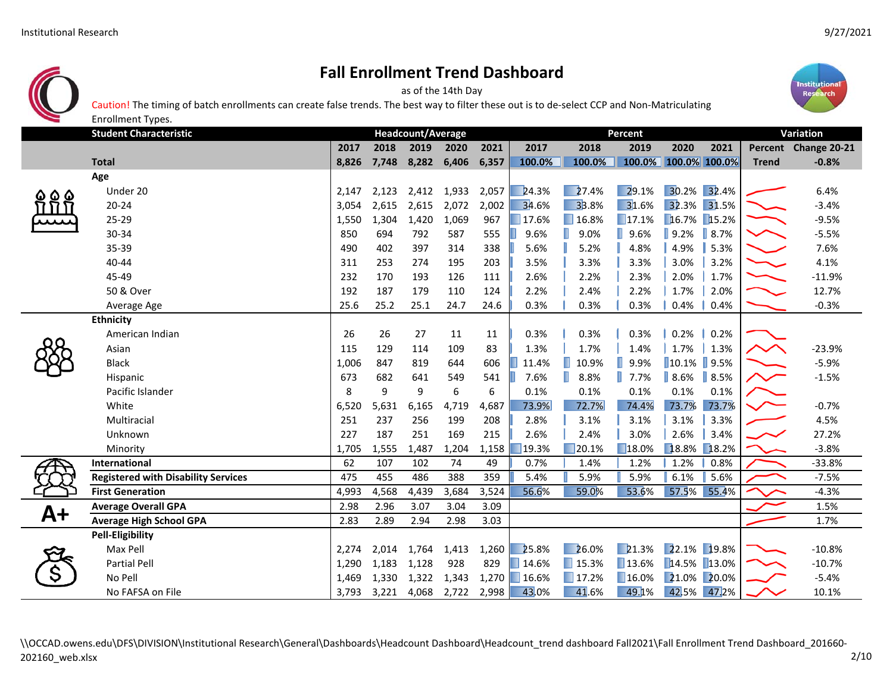# Fall Enrollment Trend Dashboard

as of the 14th Day

Caution! The timing of batch enrollments can create false trends. The best way to filter these out is to de-select CCP and Non-Matriculating Enrollment Types.

| Student Characteristic | Headcount/Average | | | | | Percent | | | | | Variation | |
|---|---|---|---|---|---|---|---|---|---|---|---|---|
| | 2017 | 2018 | 2019 | 2020 | 2021 | 2017 | 2018 | 2019 | 2020 | 2021 | Percent | Change 20-21 |
| **Total** | **8,826** | **7,748** | **8,282** | **6,406** | **6,357** | **100.0%** | **100.0%** | **100.0%** | **100.0%** | **100.0%** | **Trend** | **-0.8%** |
| **Age** | | | | | | | | | | | | |
| Under 20 | 2,147 | 2,123 | 2,412 | 1,933 | 2,057 | 24.3% | 27.4% | 29.1% | 30.2% | 32.4% | | 6.4% |
| 20-24 | 3,054 | 2,615 | 2,615 | 2,072 | 2,002 | 34.6% | 33.8% | 31.6% | 32.3% | 31.5% | | -3.4% |
| 25-29 | 1,550 | 1,304 | 1,420 | 1,069 | 967 | 17.6% | 16.8% | 17.1% | 16.7% | 15.2% | | -9.5% |
| 30-34 | 850 | 694 | 792 | 587 | 555 | 9.6% | 9.0% | 9.6% | 9.2% | 8.7% | | -5.5% |
| 35-39 | 490 | 402 | 397 | 314 | 338 | 5.6% | 5.2% | 4.8% | 4.9% | 5.3% | | 7.6% |
| 40-44 | 311 | 253 | 274 | 195 | 203 | 3.5% | 3.3% | 3.3% | 3.0% | 3.2% | | 4.1% |
| 45-49 | 232 | 170 | 193 | 126 | 111 | 2.6% | 2.2% | 2.3% | 2.0% | 1.7% | | -11.9% |
| 50 & Over | 192 | 187 | 179 | 110 | 124 | 2.2% | 2.4% | 2.2% | 1.7% | 2.0% | | 12.7% |
| Average Age | 25.6 | 25.2 | 25.1 | 24.7 | 24.6 | 0.3% | 0.3% | 0.3% | 0.4% | 0.4% | | -0.3% |
| **Ethnicity** | | | | | | | | | | | | |
| American Indian | 26 | 26 | 27 | 11 | 11 | 0.3% | 0.3% | 0.3% | 0.2% | 0.2% | | |
| Asian | 115 | 129 | 114 | 109 | 83 | 1.3% | 1.7% | 1.4% | 1.7% | 1.3% | | -23.9% |
| Black | 1,006 | 847 | 819 | 644 | 606 | 11.4% | 10.9% | 9.9% | 10.1% | 9.5% | | -5.9% |
| Hispanic | 673 | 682 | 641 | 549 | 541 | 7.6% | 8.8% | 7.7% | 8.6% | 8.5% | | -1.5% |
| Pacific Islander | 8 | 9 | 9 | 6 | 6 | 0.1% | 0.1% | 0.1% | 0.1% | 0.1% | | |
| White | 6,520 | 5,631 | 6,165 | 4,719 | 4,687 | 73.9% | 72.7% | 74.4% | 73.7% | 73.7% | | -0.7% |
| Multiracial | 251 | 237 | 256 | 199 | 208 | 2.8% | 3.1% | 3.1% | 3.1% | 3.3% | | 4.5% |
| Unknown | 227 | 187 | 251 | 169 | 215 | 2.6% | 2.4% | 3.0% | 2.6% | 3.4% | | 27.2% |
| Minority | 1,705 | 1,555 | 1,487 | 1,204 | 1,158 | 19.3% | 20.1% | 18.0% | 18.8% | 18.2% | | -3.8% |
| **International** | 62 | 107 | 102 | 74 | 49 | 0.7% | 1.4% | 1.2% | 1.2% | 0.8% | | -33.8% |
| **Registered with Disability Services** | 475 | 455 | 486 | 388 | 359 | 5.4% | 5.9% | 5.9% | 6.1% | 5.6% | | -7.5% |
| **First Generation** | 4,993 | 4,568 | 4,439 | 3,684 | 3,524 | 56.6% | 59.0% | 53.6% | 57.5% | 55.4% | | -4.3% |
| **Average Overall GPA** | 2.98 | 2.96 | 3.07 | 3.04 | 3.09 | | | | | | | 1.5% |
| **Average High School GPA** | 2.83 | 2.89 | 2.94 | 2.98 | 3.03 | | | | | | | 1.7% |
| **Pell-Eligibility** | | | | | | | | | | | | |
| Max Pell | 2,274 | 2,014 | 1,764 | 1,413 | 1,260 | 25.8% | 26.0% | 21.3% | 22.1% | 19.8% | | -10.8% |
| Partial Pell | 1,290 | 1,183 | 1,128 | 928 | 829 | 14.6% | 15.3% | 13.6% | 14.5% | 13.0% | | -10.7% |
| No Pell | 1,469 | 1,330 | 1,322 | 1,343 | 1,270 | 16.6% | 17.2% | 16.0% | 21.0% | 20.0% | | -5.4% |
| No FAFSA on File | 3,793 | 3,221 | 4,068 | 2,722 | 2,998 | 43.0% | 41.6% | 49.1% | 42.5% | 47.2% | | 10.1% |

\\OCCAD.owens.edu\DFS\DIVISION\Institutional Research\General\Dashboards\Headcount Dashboard\Headcount_trend dashboard Fall2021\Fall Enrollment Trend Dashboard_201660-202160_web.xlsx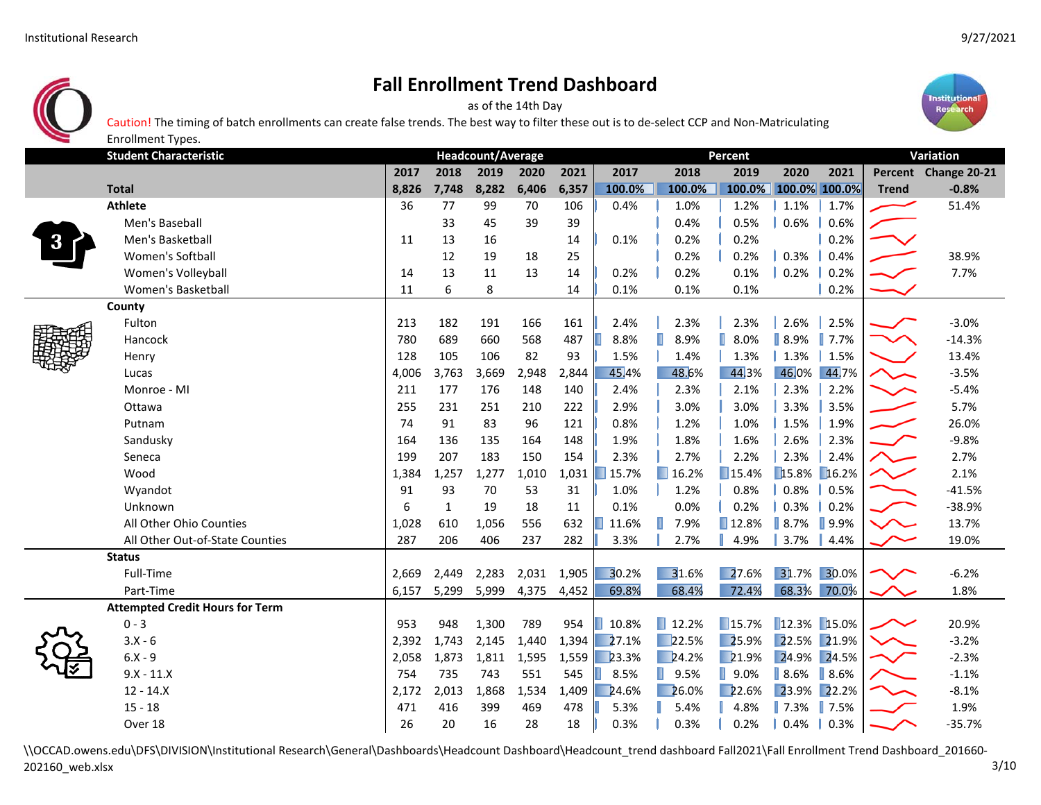# Fall Enrollment Trend Dashboard

as of the 14th Day

Caution! The timing of batch enrollments can create false trends. The best way to filter these out is to de-select CCP and Non-Matriculating Enrollment Types.

| Student Characteristic | Headcount/Average | | | | | Percent | | | | | Variation | |
|---|---|---|---|---|---|---|---|---|---|---|---|---|
| | 2017 | 2018 | 2019 | 2020 | 2021 | 2017 | 2018 | 2019 | 2020 | 2021 | Percent Trend | Change 20-21 |
| **Total** | 8,826 | 7,748 | 8,282 | 6,406 | 6,357 | 100.0% | 100.0% | 100.0% | 100.0% | 100.0% | | -0.8% |
| **Athlete** | 36 | 77 | 99 | 70 | 106 | 0.4% | 1.0% | 1.2% | 1.1% | 1.7% | | 51.4% |
| Men's Baseball | | 33 | 45 | 39 | 39 | | 0.4% | 0.5% | 0.6% | 0.6% | | |
| Men's Basketball | 11 | 13 | 16 | | 14 | 0.1% | 0.2% | 0.2% | | 0.2% | | |
| Women's Softball | | 12 | 19 | 18 | 25 | | 0.2% | 0.2% | 0.3% | 0.4% | | 38.9% |
| Women's Volleyball | 14 | 13 | 11 | 13 | 14 | 0.2% | 0.2% | 0.1% | 0.2% | 0.2% | | 7.7% |
| Women's Basketball | 11 | 6 | 8 | | 14 | 0.1% | 0.1% | 0.1% | | 0.2% | | |
| **County** | | | | | | | | | | | | |
| Fulton | 213 | 182 | 191 | 166 | 161 | 2.4% | 2.3% | 2.3% | 2.6% | 2.5% | | -3.0% |
| Hancock | 780 | 689 | 660 | 568 | 487 | 8.8% | 8.9% | 8.0% | 8.9% | 7.7% | | -14.3% |
| Henry | 128 | 105 | 106 | 82 | 93 | 1.5% | 1.4% | 1.3% | 1.3% | 1.5% | | 13.4% |
| Lucas | 4,006 | 3,763 | 3,669 | 2,948 | 2,844 | 45.4% | 48.6% | 44.3% | 46.0% | 44.7% | | -3.5% |
| Monroe - MI | 211 | 177 | 176 | 148 | 140 | 2.4% | 2.3% | 2.1% | 2.3% | 2.2% | | -5.4% |
| Ottawa | 255 | 231 | 251 | 210 | 222 | 2.9% | 3.0% | 3.0% | 3.3% | 3.5% | | 5.7% |
| Putnam | 74 | 91 | 83 | 96 | 121 | 0.8% | 1.2% | 1.0% | 1.5% | 1.9% | | 26.0% |
| Sandusky | 164 | 136 | 135 | 164 | 148 | 1.9% | 1.8% | 1.6% | 2.6% | 2.3% | | -9.8% |
| Seneca | 199 | 207 | 183 | 150 | 154 | 2.3% | 2.7% | 2.2% | 2.3% | 2.4% | | 2.7% |
| Wood | 1,384 | 1,257 | 1,277 | 1,010 | 1,031 | 15.7% | 16.2% | 15.4% | 15.8% | 16.2% | | 2.1% |
| Wyandot | 91 | 93 | 70 | 53 | 31 | 1.0% | 1.2% | 0.8% | 0.8% | 0.5% | | -41.5% |
| Unknown | 6 | 1 | 19 | 18 | 11 | 0.1% | 0.0% | 0.2% | 0.3% | 0.2% | | -38.9% |
| All Other Ohio Counties | 1,028 | 610 | 1,056 | 556 | 632 | 11.6% | 7.9% | 12.8% | 8.7% | 9.9% | | 13.7% |
| All Other Out-of-State Counties | 287 | 206 | 406 | 237 | 282 | 3.3% | 2.7% | 4.9% | 3.7% | 4.4% | | 19.0% |
| **Status** | | | | | | | | | | | | |
| Full-Time | 2,669 | 2,449 | 2,283 | 2,031 | 1,905 | 30.2% | 31.6% | 27.6% | 31.7% | 30.0% | | -6.2% |
| Part-Time | 6,157 | 5,299 | 5,999 | 4,375 | 4,452 | 69.8% | 68.4% | 72.4% | 68.3% | 70.0% | | 1.8% |
| **Attempted Credit Hours for Term** | | | | | | | | | | | | |
| 0 - 3 | 953 | 948 | 1,300 | 789 | 954 | 10.8% | 12.2% | 15.7% | 12.3% | 15.0% | | 20.9% |
| 3.X - 6 | 2,392 | 1,743 | 2,145 | 1,440 | 1,394 | 27.1% | 22.5% | 25.9% | 22.5% | 21.9% | | -3.2% |
| 6.X - 9 | 2,058 | 1,873 | 1,811 | 1,595 | 1,559 | 23.3% | 24.2% | 21.9% | 24.9% | 24.5% | | -2.3% |
| 9.X - 11.X | 754 | 735 | 743 | 551 | 545 | 8.5% | 9.5% | 9.0% | 8.6% | 8.6% | | -1.1% |
| 12 - 14.X | 2,172 | 2,013 | 1,868 | 1,534 | 1,409 | 24.6% | 26.0% | 22.6% | 23.9% | 22.2% | | -8.1% |
| 15 - 18 | 471 | 416 | 399 | 469 | 478 | 5.3% | 5.4% | 4.8% | 7.3% | 7.5% | | 1.9% |
| Over 18 | 26 | 20 | 16 | 28 | 18 | 0.3% | 0.3% | 0.2% | 0.4% | 0.3% | | -35.7% |

\\OCCAD.owens.edu\DFS\DIVISION\Institutional Research\General\Dashboards\Headcount Dashboard\Headcount_trend dashboard Fall2021\Fall Enrollment Trend Dashboard_201660-202160_web.xlsx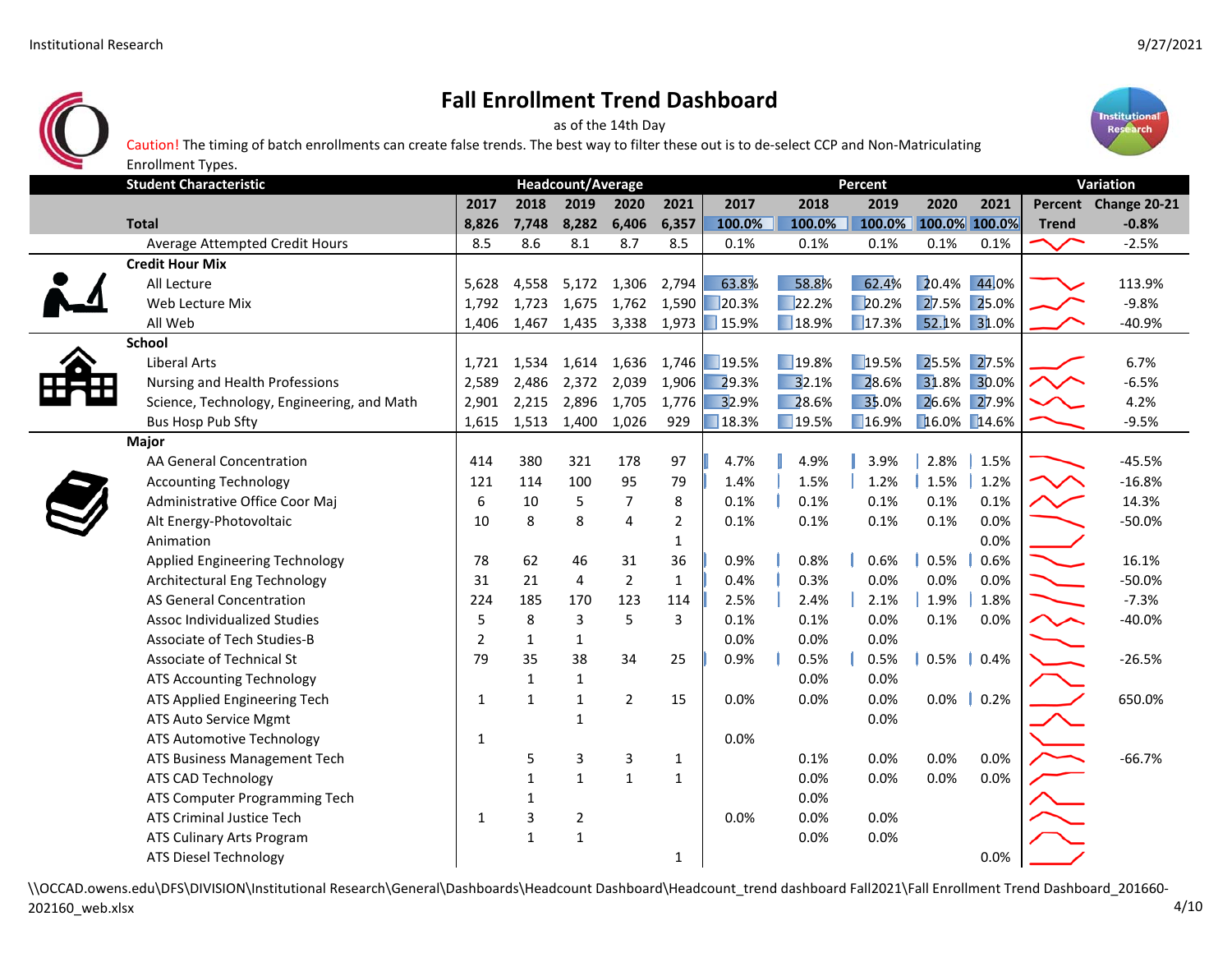# Fall Enrollment Trend Dashboard

as of the 14th Day

Caution! The timing of batch enrollments can create false trends. The best way to filter these out is to de-select CCP and Non-Matriculating Enrollment Types.

| Student Characteristic | Headcount/Average | | | | | Percent | | | | | Variation | |
|---|---|---|---|---|---|---|---|---|---|---|---|---|
| | 2017 | 2018 | 2019 | 2020 | 2021 | 2017 | 2018 | 2019 | 2020 | 2021 | Percent Trend | Change 20-21 |
| **Total** | 8,826 | 7,748 | 8,282 | 6,406 | 6,357 | 100.0% | 100.0% | 100.0% | 100.0% | 100.0% | | -0.8% |
| Average Attempted Credit Hours | 8.5 | 8.6 | 8.1 | 8.7 | 8.5 | 0.1% | 0.1% | 0.1% | 0.1% | 0.1% | | -2.5% |
| **Credit Hour Mix** | | | | | | | | | | | | |
| All Lecture | 5,628 | 4,558 | 5,172 | 1,306 | 2,794 | 63.8% | 58.8% | 62.4% | 20.4% | 44.0% | | 113.9% |
| Web Lecture Mix | 1,792 | 1,723 | 1,675 | 1,762 | 1,590 | 20.3% | 22.2% | 20.2% | 27.5% | 25.0% | | -9.8% |
| All Web | 1,406 | 1,467 | 1,435 | 3,338 | 1,973 | 15.9% | 18.9% | 17.3% | 52.1% | 31.0% | | -40.9% |
| **School** | | | | | | | | | | | | |
| Liberal Arts | 1,721 | 1,534 | 1,614 | 1,636 | 1,746 | 19.5% | 19.8% | 19.5% | 25.5% | 27.5% | | 6.7% |
| Nursing and Health Professions | 2,589 | 2,486 | 2,372 | 2,039 | 1,906 | 29.3% | 32.1% | 28.6% | 31.8% | 30.0% | | -6.5% |
| Science, Technology, Engineering, and Math | 2,901 | 2,215 | 2,896 | 1,705 | 1,776 | 32.9% | 28.6% | 35.0% | 26.6% | 27.9% | | 4.2% |
| Bus Hosp Pub Sfty | 1,615 | 1,513 | 1,400 | 1,026 | 929 | 18.3% | 19.5% | 16.9% | 16.0% | 14.6% | | -9.5% |
| **Major** | | | | | | | | | | | | |
| AA General Concentration | 414 | 380 | 321 | 178 | 97 | 4.7% | 4.9% | 3.9% | 2.8% | 1.5% | | -45.5% |
| Accounting Technology | 121 | 114 | 100 | 95 | 79 | 1.4% | 1.5% | 1.2% | 1.5% | 1.2% | | -16.8% |
| Administrative Office Coor Maj | 6 | 10 | 5 | 7 | 8 | 0.1% | 0.1% | 0.1% | 0.1% | 0.1% | | 14.3% |
| Alt Energy-Photovoltaic | 10 | 8 | 8 | 4 | 2 | 0.1% | 0.1% | 0.1% | 0.1% | 0.0% | | -50.0% |
| Animation | | | | | 1 | | | | | 0.0% | | |
| Applied Engineering Technology | 78 | 62 | 46 | 31 | 36 | 0.9% | 0.8% | 0.6% | 0.5% | 0.6% | | 16.1% |
| Architectural Eng Technology | 31 | 21 | 4 | 2 | 1 | 0.4% | 0.3% | 0.0% | 0.0% | 0.0% | | -50.0% |
| AS General Concentration | 224 | 185 | 170 | 123 | 114 | 2.5% | 2.4% | 2.1% | 1.9% | 1.8% | | -7.3% |
| Assoc Individualized Studies | 5 | 8 | 3 | 5 | 3 | 0.1% | 0.1% | 0.0% | 0.1% | 0.0% | | -40.0% |
| Associate of Tech Studies-B | 2 | 1 | 1 | | | 0.0% | 0.0% | 0.0% | | | | |
| Associate of Technical St | 79 | 35 | 38 | 34 | 25 | 0.9% | 0.5% | 0.5% | 0.5% | 0.4% | | -26.5% |
| ATS Accounting Technology | | 1 | 1 | | | | 0.0% | 0.0% | | | | |
| ATS Applied Engineering Tech | 1 | 1 | 1 | 2 | 15 | 0.0% | 0.0% | 0.0% | 0.0% | 0.2% | | 650.0% |
| ATS Auto Service Mgmt | | | 1 | | | | | 0.0% | | | | |
| ATS Automotive Technology | 1 | | | | | 0.0% | | | | | | |
| ATS Business Management Tech | | 5 | 3 | 3 | 1 | | 0.1% | 0.0% | 0.0% | 0.0% | | -66.7% |
| ATS CAD Technology | | 1 | 1 | 1 | 1 | | 0.0% | 0.0% | 0.0% | 0.0% | | |
| ATS Computer Programming Tech | | 1 | | | | | 0.0% | | | | | |
| ATS Criminal Justice Tech | 1 | 3 | 2 | | | 0.0% | 0.0% | 0.0% | | | | |
| ATS Culinary Arts Program | | 1 | 1 | | | | 0.0% | 0.0% | | | | |
| ATS Diesel Technology | | | | | 1 | | | | | 0.0% | | |

\\OCCAD.owens.edu\DFS\DIVISION\Institutional Research\General\Dashboards\Headcount Dashboard\Headcount_trend dashboard Fall2021\Fall Enrollment Trend Dashboard_201660-202160_web.xlsx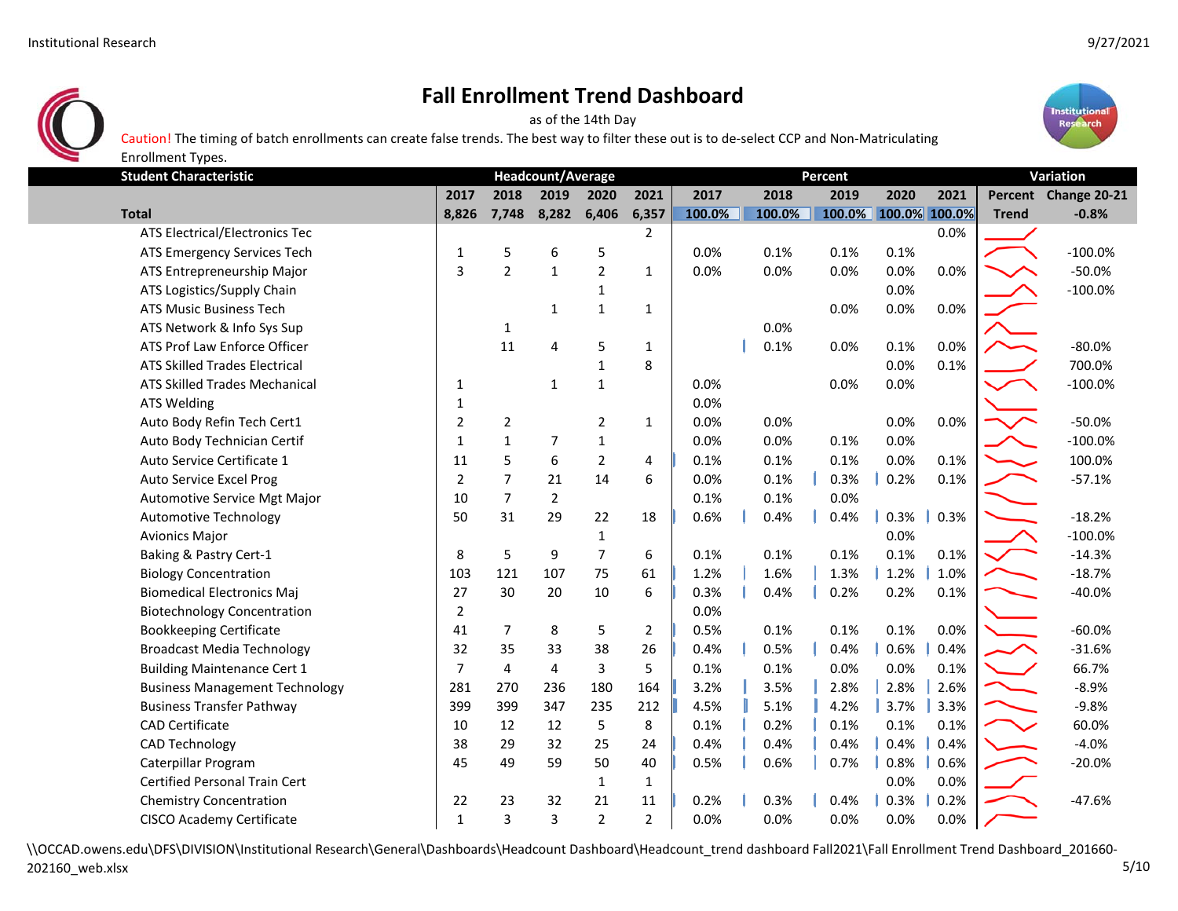# Fall Enrollment Trend Dashboard

as of the 14th Day

Caution! The timing of batch enrollments can create false trends. The best way to filter these out is to de-select CCP and Non-Matriculating Enrollment Types.

| Student Characteristic | Headcount/Average | | | | | Percent | | | | | Variation | |
|---|---|---|---|---|---|---|---|---|---|---|---|---|
| | 2017 | 2018 | 2019 | 2020 | 2021 | 2017 | 2018 | 2019 | 2020 | 2021 | Percent | Change 20-21 |
| Total | 8,826 | 7,748 | 8,282 | 6,406 | 6,357 | 100.0% | 100.0% | 100.0% | 100.0% | 100.0% | Trend | -0.8% |
| ATS Electrical/Electronics Tec | | | | | 2 | | | | | 0.0% | | |
| ATS Emergency Services Tech | 1 | 5 | 6 | 5 | | 0.0% | 0.1% | 0.1% | 0.1% | | | -100.0% |
| ATS Entrepreneurship Major | 3 | 2 | 1 | 2 | 1 | 0.0% | 0.0% | 0.0% | 0.0% | 0.0% | | -50.0% |
| ATS Logistics/Supply Chain | | | | 1 | | | | | 0.0% | | | -100.0% |
| ATS Music Business Tech | | | 1 | 1 | 1 | | | 0.0% | 0.0% | 0.0% | | |
| ATS Network & Info Sys Sup | | 1 | | | | | 0.0% | | | | | |
| ATS Prof Law Enforce Officer | | 11 | 4 | 5 | 1 | | 0.1% | 0.0% | 0.1% | 0.0% | | -80.0% |
| ATS Skilled Trades Electrical | | | | 1 | 8 | | | | 0.0% | 0.1% | | 700.0% |
| ATS Skilled Trades Mechanical | 1 | | 1 | 1 | | 0.0% | | 0.0% | 0.0% | | | -100.0% |
| ATS Welding | 1 | | | | | 0.0% | | | | | | |
| Auto Body Refin Tech Cert1 | 2 | 2 | | 2 | 1 | 0.0% | 0.0% | | 0.0% | 0.0% | | -50.0% |
| Auto Body Technician Certif | 1 | 1 | 7 | 1 | | 0.0% | 0.0% | 0.1% | 0.0% | | | -100.0% |
| Auto Service Certificate 1 | 11 | 5 | 6 | 2 | 4 | 0.1% | 0.1% | 0.1% | 0.0% | 0.1% | | 100.0% |
| Auto Service Excel Prog | 2 | 7 | 21 | 14 | 6 | 0.0% | 0.1% | 0.3% | 0.2% | 0.1% | | -57.1% |
| Automotive Service Mgt Major | 10 | 7 | 2 | | | 0.1% | 0.1% | 0.0% | | | | |
| Automotive Technology | 50 | 31 | 29 | 22 | 18 | 0.6% | 0.4% | 0.4% | 0.3% | 0.3% | | -18.2% |
| Avionics Major | | | | 1 | | | | | 0.0% | | | -100.0% |
| Baking & Pastry Cert-1 | 8 | 5 | 9 | 7 | 6 | 0.1% | 0.1% | 0.1% | 0.1% | 0.1% | | -14.3% |
| Biology Concentration | 103 | 121 | 107 | 75 | 61 | 1.2% | 1.6% | 1.3% | 1.2% | 1.0% | | -18.7% |
| Biomedical Electronics Maj | 27 | 30 | 20 | 10 | 6 | 0.3% | 0.4% | 0.2% | 0.2% | 0.1% | | -40.0% |
| Biotechnology Concentration | 2 | | | | | 0.0% | | | | | | |
| Bookkeeping Certificate | 41 | 7 | 8 | 5 | 2 | 0.5% | 0.1% | 0.1% | 0.1% | 0.0% | | -60.0% |
| Broadcast Media Technology | 32 | 35 | 33 | 38 | 26 | 0.4% | 0.5% | 0.4% | 0.6% | 0.4% | | -31.6% |
| Building Maintenance Cert 1 | 7 | 4 | 4 | 3 | 5 | 0.1% | 0.1% | 0.0% | 0.0% | 0.1% | | 66.7% |
| Business Management Technology | 281 | 270 | 236 | 180 | 164 | 3.2% | 3.5% | 2.8% | 2.8% | 2.6% | | -8.9% |
| Business Transfer Pathway | 399 | 399 | 347 | 235 | 212 | 4.5% | 5.1% | 4.2% | 3.7% | 3.3% | | -9.8% |
| CAD Certificate | 10 | 12 | 12 | 5 | 8 | 0.1% | 0.2% | 0.1% | 0.1% | 0.1% | | 60.0% |
| CAD Technology | 38 | 29 | 32 | 25 | 24 | 0.4% | 0.4% | 0.4% | 0.4% | 0.4% | | -4.0% |
| Caterpillar Program | 45 | 49 | 59 | 50 | 40 | 0.5% | 0.6% | 0.7% | 0.8% | 0.6% | | -20.0% |
| Certified Personal Train Cert | | | | 1 | 1 | | | | 0.0% | 0.0% | | |
| Chemistry Concentration | 22 | 23 | 32 | 21 | 11 | 0.2% | 0.3% | 0.4% | 0.3% | 0.2% | | -47.6% |
| CISCO Academy Certificate | 1 | 3 | 3 | 2 | 2 | 0.0% | 0.0% | 0.0% | 0.0% | 0.0% | | |

\\OCCAD.owens.edu\DFS\DIVISION\Institutional Research\General\Dashboards\Headcount Dashboard\Headcount_trend dashboard Fall2021\Fall Enrollment Trend Dashboard_201660-202160_web.xlsx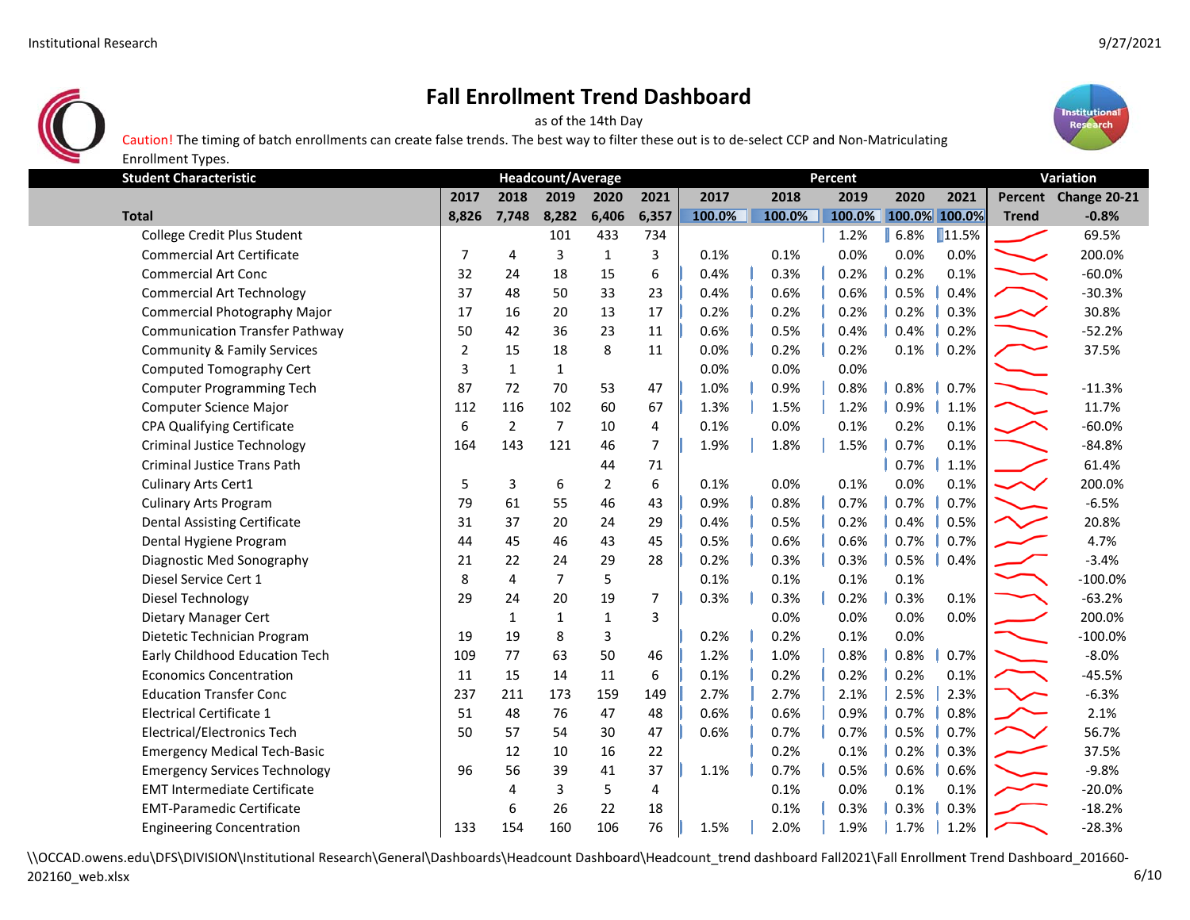# Fall Enrollment Trend Dashboard

as of the 14th Day

Caution! The timing of batch enrollments can create false trends. The best way to filter these out is to de-select CCP and Non-Matriculating Enrollment Types.

| Student Characteristic | Headcount/Average | | | | | Percent | | | | | Variation | |
|---|---|---|---|---|---|---|---|---|---|---|---|---|
| | 2017 | 2018 | 2019 | 2020 | 2021 | 2017 | 2018 | 2019 | 2020 | 2021 | Percent | Change 20-21 |
| **Total** | 8,826 | 7,748 | 8,282 | 6,406 | 6,357 | 100.0% | 100.0% | 100.0% | 100.0% | 100.0% | Trend | -0.8% |
| College Credit Plus Student | | | 101 | 433 | 734 | | | 1.2% | 6.8% | 11.5% | | 69.5% |
| Commercial Art Certificate | 7 | 4 | 3 | 1 | 3 | 0.1% | 0.1% | 0.0% | 0.0% | 0.0% | | 200.0% |
| Commercial Art Conc | 32 | 24 | 18 | 15 | 6 | 0.4% | 0.3% | 0.2% | 0.2% | 0.1% | | -60.0% |
| Commercial Art Technology | 37 | 48 | 50 | 33 | 23 | 0.4% | 0.6% | 0.6% | 0.5% | 0.4% | | -30.3% |
| Commercial Photography Major | 17 | 16 | 20 | 13 | 17 | 0.2% | 0.2% | 0.2% | 0.2% | 0.3% | | 30.8% |
| Communication Transfer Pathway | 50 | 42 | 36 | 23 | 11 | 0.6% | 0.5% | 0.4% | 0.4% | 0.2% | | -52.2% |
| Community & Family Services | 2 | 15 | 18 | 8 | 11 | 0.0% | 0.2% | 0.2% | 0.1% | 0.2% | | 37.5% |
| Computed Tomography Cert | 3 | 1 | 1 | | | 0.0% | 0.0% | 0.0% | | | | |
| Computer Programming Tech | 87 | 72 | 70 | 53 | 47 | 1.0% | 0.9% | 0.8% | 0.8% | 0.7% | | -11.3% |
| Computer Science Major | 112 | 116 | 102 | 60 | 67 | 1.3% | 1.5% | 1.2% | 0.9% | 1.1% | | 11.7% |
| CPA Qualifying Certificate | 6 | 2 | 7 | 10 | 4 | 0.1% | 0.0% | 0.1% | 0.2% | 0.1% | | -60.0% |
| Criminal Justice Technology | 164 | 143 | 121 | 46 | 7 | 1.9% | 1.8% | 1.5% | 0.7% | 0.1% | | -84.8% |
| Criminal Justice Trans Path | | | | 44 | 71 | | | | 0.7% | 1.1% | | 61.4% |
| Culinary Arts Cert1 | 5 | 3 | 6 | 2 | 6 | 0.1% | 0.0% | 0.1% | 0.0% | 0.1% | | 200.0% |
| Culinary Arts Program | 79 | 61 | 55 | 46 | 43 | 0.9% | 0.8% | 0.7% | 0.7% | 0.7% | | -6.5% |
| Dental Assisting Certificate | 31 | 37 | 20 | 24 | 29 | 0.4% | 0.5% | 0.2% | 0.4% | 0.5% | | 20.8% |
| Dental Hygiene Program | 44 | 45 | 46 | 43 | 45 | 0.5% | 0.6% | 0.6% | 0.7% | 0.7% | | 4.7% |
| Diagnostic Med Sonography | 21 | 22 | 24 | 29 | 28 | 0.2% | 0.3% | 0.3% | 0.5% | 0.4% | | -3.4% |
| Diesel Service Cert 1 | 8 | 4 | 7 | 5 | | 0.1% | 0.1% | 0.1% | 0.1% | | | -100.0% |
| Diesel Technology | 29 | 24 | 20 | 19 | 7 | 0.3% | 0.3% | 0.2% | 0.3% | 0.1% | | -63.2% |
| Dietary Manager Cert | | 1 | 1 | 1 | 3 | | 0.0% | 0.0% | 0.0% | 0.0% | | 200.0% |
| Dietetic Technician Program | 19 | 19 | 8 | 3 | | 0.2% | 0.2% | 0.1% | 0.0% | | | -100.0% |
| Early Childhood Education Tech | 109 | 77 | 63 | 50 | 46 | 1.2% | 1.0% | 0.8% | 0.8% | 0.7% | | -8.0% |
| Economics Concentration | 11 | 15 | 14 | 11 | 6 | 0.1% | 0.2% | 0.2% | 0.2% | 0.1% | | -45.5% |
| Education Transfer Conc | 237 | 211 | 173 | 159 | 149 | 2.7% | 2.7% | 2.1% | 2.5% | 2.3% | | -6.3% |
| Electrical Certificate 1 | 51 | 48 | 76 | 47 | 48 | 0.6% | 0.6% | 0.9% | 0.7% | 0.8% | | 2.1% |
| Electrical/Electronics Tech | 50 | 57 | 54 | 30 | 47 | 0.6% | 0.7% | 0.7% | 0.5% | 0.7% | | 56.7% |
| Emergency Medical Tech-Basic | | 12 | 10 | 16 | 22 | | 0.2% | 0.1% | 0.2% | 0.3% | | 37.5% |
| Emergency Services Technology | 96 | 56 | 39 | 41 | 37 | 1.1% | 0.7% | 0.5% | 0.6% | 0.6% | | -9.8% |
| EMT Intermediate Certificate | | 4 | 3 | 5 | 4 | | 0.1% | 0.0% | 0.1% | 0.1% | | -20.0% |
| EMT-Paramedic Certificate | | 6 | 26 | 22 | 18 | | 0.1% | 0.3% | 0.3% | 0.3% | | -18.2% |
| Engineering Concentration | 133 | 154 | 160 | 106 | 76 | 1.5% | 2.0% | 1.9% | 1.7% | 1.2% | | -28.3% |

\\OCCAD.owens.edu\DFS\DIVISION\Institutional Research\General\Dashboards\Headcount Dashboard\Headcount_trend dashboard Fall2021\Fall Enrollment Trend Dashboard_201660-202160_web.xlsx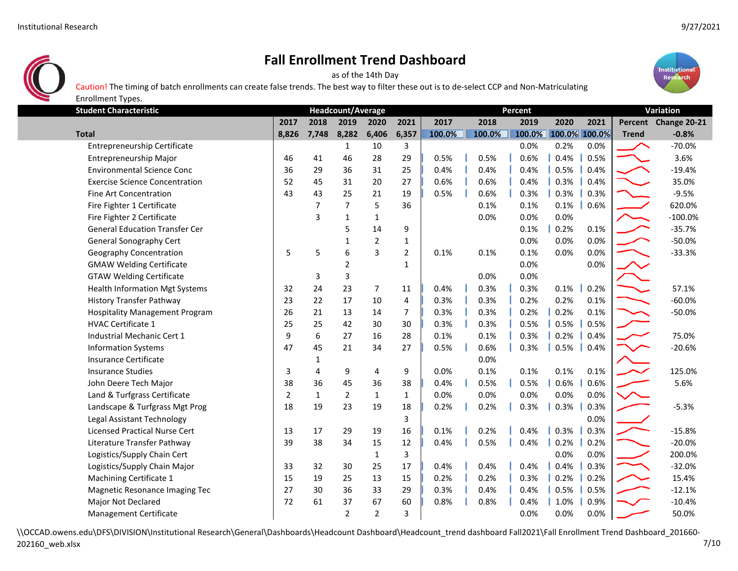# Fall Enrollment Trend Dashboard

as of the 14th Day

Caution! The timing of batch enrollments can create false trends. The best way to filter these out is to de-select CCP and Non-Matriculating Enrollment Types.

| Student Characteristic | Headcount/Average | | | | | Percent | | | | | Variation | |
|---|---|---|---|---|---|---|---|---|---|---|---|---|
| | 2017 | 2018 | 2019 | 2020 | 2021 | 2017 | 2018 | 2019 | 2020 | 2021 | Percent Trend | Change 20-21 |
| **Total** | 8,826 | 7,748 | 8,282 | 6,406 | 6,357 | 100.0% | 100.0% | 100.0% | 100.0% | 100.0% | | -0.8% |
| Entrepreneurship Certificate | | | 1 | 10 | 3 | | | 0.0% | 0.2% | 0.0% | | -70.0% |
| Entrepreneurship Major | 46 | 41 | 46 | 28 | 29 | 0.5% | 0.5% | 0.6% | 0.4% | 0.5% | | 3.6% |
| Environmental Science Conc | 36 | 29 | 36 | 31 | 25 | 0.4% | 0.4% | 0.4% | 0.5% | 0.4% | | -19.4% |
| Exercise Science Concentration | 52 | 45 | 31 | 20 | 27 | 0.6% | 0.6% | 0.4% | 0.3% | 0.4% | | 35.0% |
| Fine Art Concentration | 43 | 43 | 25 | 21 | 19 | 0.5% | 0.6% | 0.3% | 0.3% | 0.3% | | -9.5% |
| Fire Fighter 1 Certificate | | 7 | 7 | 5 | 36 | | 0.1% | 0.1% | 0.1% | 0.6% | | 620.0% |
| Fire Fighter 2 Certificate | | 3 | 1 | 1 | | | 0.0% | 0.0% | 0.0% | | | -100.0% |
| General Education Transfer Cer | | | 5 | 14 | 9 | | | 0.1% | 0.2% | 0.1% | | -35.7% |
| General Sonography Cert | | | 1 | 2 | 1 | | | 0.0% | 0.0% | 0.0% | | -50.0% |
| Geography Concentration | 5 | 5 | 6 | 3 | 2 | 0.1% | 0.1% | 0.1% | 0.0% | 0.0% | | -33.3% |
| GMAW Welding Certificate | | | 2 | | 1 | | | 0.0% | | 0.0% | | |
| GTAW Welding Certificate | | 3 | 3 | | | | 0.0% | 0.0% | | | | |
| Health Information Mgt Systems | 32 | 24 | 23 | 7 | 11 | 0.4% | 0.3% | 0.3% | 0.1% | 0.2% | | 57.1% |
| History Transfer Pathway | 23 | 22 | 17 | 10 | 4 | 0.3% | 0.3% | 0.2% | 0.2% | 0.1% | | -60.0% |
| Hospitality Management Program | 26 | 21 | 13 | 14 | 7 | 0.3% | 0.3% | 0.2% | 0.2% | 0.1% | | -50.0% |
| HVAC Certificate 1 | 25 | 25 | 42 | 30 | 30 | 0.3% | 0.3% | 0.5% | 0.5% | 0.5% | | |
| Industrial Mechanic Cert 1 | 9 | 6 | 27 | 16 | 28 | 0.1% | 0.1% | 0.3% | 0.2% | 0.4% | | 75.0% |
| Information Systems | 47 | 45 | 21 | 34 | 27 | 0.5% | 0.6% | 0.3% | 0.5% | 0.4% | | -20.6% |
| Insurance Certificate | | 1 | | | | | 0.0% | | | | | |
| Insurance Studies | 3 | 4 | 9 | 4 | 9 | 0.0% | 0.1% | 0.1% | 0.1% | 0.1% | | 125.0% |
| John Deere Tech Major | 38 | 36 | 45 | 36 | 38 | 0.4% | 0.5% | 0.5% | 0.6% | 0.6% | | 5.6% |
| Land & Turfgrass Certificate | 2 | 1 | 2 | 1 | 1 | 0.0% | 0.0% | 0.0% | 0.0% | 0.0% | | |
| Landscape & Turfgrass Mgt Prog | 18 | 19 | 23 | 19 | 18 | 0.2% | 0.2% | 0.3% | 0.3% | 0.3% | | -5.3% |
| Legal Assistant Technology | | | | | 3 | | | | | 0.0% | | |
| Licensed Practical Nurse Cert | 13 | 17 | 29 | 19 | 16 | 0.1% | 0.2% | 0.4% | 0.3% | 0.3% | | -15.8% |
| Literature Transfer Pathway | 39 | 38 | 34 | 15 | 12 | 0.4% | 0.5% | 0.4% | 0.2% | 0.2% | | -20.0% |
| Logistics/Supply Chain Cert | | | | 1 | 3 | | | | 0.0% | 0.0% | | 200.0% |
| Logistics/Supply Chain Major | 33 | 32 | 30 | 25 | 17 | 0.4% | 0.4% | 0.4% | 0.4% | 0.3% | | -32.0% |
| Machining Certificate 1 | 15 | 19 | 25 | 13 | 15 | 0.2% | 0.2% | 0.3% | 0.2% | 0.2% | | 15.4% |
| Magnetic Resonance Imaging Tec | 27 | 30 | 36 | 33 | 29 | 0.3% | 0.4% | 0.4% | 0.5% | 0.5% | | -12.1% |
| Major Not Declared | 72 | 61 | 37 | 67 | 60 | 0.8% | 0.8% | 0.4% | 1.0% | 0.9% | | -10.4% |
| Management Certificate | | | 2 | 2 | 3 | | | 0.0% | 0.0% | 0.0% | | 50.0% |

\\OCCAD.owens.edu\DFS\DIVISION\Institutional Research\General\Dashboards\Headcount Dashboard\Headcount_trend dashboard Fall2021\Fall Enrollment Trend Dashboard_201660-202160_web.xlsx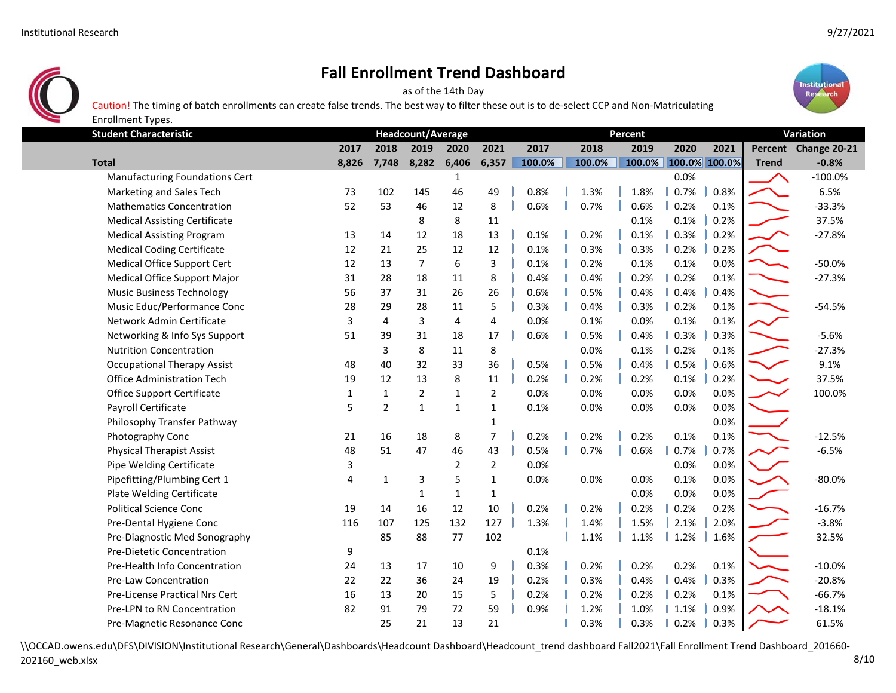# Fall Enrollment Trend Dashboard

as of the 14th Day

Caution! The timing of batch enrollments can create false trends. The best way to filter these out is to de-select CCP and Non-Matriculating Enrollment Types.

| Student Characteristic | Headcount/Average | | | | | Percent | | | | | Variation | |
|---|---|---|---|---|---|---|---|---|---|---|---|---|
| | 2017 | 2018 | 2019 | 2020 | 2021 | 2017 | 2018 | 2019 | 2020 | 2021 | Percent Trend | Change 20-21 |
| **Total** | 8,826 | 7,748 | 8,282 | 6,406 | 6,357 | 100.0% | 100.0% | 100.0% | 100.0% | 100.0% | | -0.8% |
| Manufacturing Foundations Cert | | | | 1 | | | | | 0.0% | | | -100.0% |
| Marketing and Sales Tech | 73 | 102 | 145 | 46 | 49 | 0.8% | 1.3% | 1.8% | 0.7% | 0.8% | | 6.5% |
| Mathematics Concentration | 52 | 53 | 46 | 12 | 8 | 0.6% | 0.7% | 0.6% | 0.2% | 0.1% | | -33.3% |
| Medical Assisting Certificate | | | 8 | 8 | 11 | | | 0.1% | 0.1% | 0.2% | | 37.5% |
| Medical Assisting Program | 13 | 14 | 12 | 18 | 13 | 0.1% | 0.2% | 0.1% | 0.3% | 0.2% | | -27.8% |
| Medical Coding Certificate | 12 | 21 | 25 | 12 | 12 | 0.1% | 0.3% | 0.3% | 0.2% | 0.2% | | |
| Medical Office Support Cert | 12 | 13 | 7 | 6 | 3 | 0.1% | 0.2% | 0.1% | 0.1% | 0.0% | | -50.0% |
| Medical Office Support Major | 31 | 28 | 18 | 11 | 8 | 0.4% | 0.4% | 0.2% | 0.2% | 0.1% | | -27.3% |
| Music Business Technology | 56 | 37 | 31 | 26 | 26 | 0.6% | 0.5% | 0.4% | 0.4% | 0.4% | | |
| Music Educ/Performance Conc | 28 | 29 | 28 | 11 | 5 | 0.3% | 0.4% | 0.3% | 0.2% | 0.1% | | -54.5% |
| Network Admin Certificate | 3 | 4 | 3 | 4 | 4 | 0.0% | 0.1% | 0.0% | 0.1% | 0.1% | | |
| Networking & Info Sys Support | 51 | 39 | 31 | 18 | 17 | 0.6% | 0.5% | 0.4% | 0.3% | 0.3% | | -5.6% |
| Nutrition Concentration | | 3 | 8 | 11 | 8 | | 0.0% | 0.1% | 0.2% | 0.1% | | -27.3% |
| Occupational Therapy Assist | 48 | 40 | 32 | 33 | 36 | 0.5% | 0.5% | 0.4% | 0.5% | 0.6% | | 9.1% |
| Office Administration Tech | 19 | 12 | 13 | 8 | 11 | 0.2% | 0.2% | 0.2% | 0.1% | 0.2% | | 37.5% |
| Office Support Certificate | 1 | 1 | 2 | 1 | 2 | 0.0% | 0.0% | 0.0% | 0.0% | 0.0% | | 100.0% |
| Payroll Certificate | 5 | 2 | 1 | 1 | 1 | 0.1% | 0.0% | 0.0% | 0.0% | 0.0% | | |
| Philosophy Transfer Pathway | | | | | 1 | | | | | 0.0% | | |
| Photography Conc | 21 | 16 | 18 | 8 | 7 | 0.2% | 0.2% | 0.2% | 0.1% | 0.1% | | -12.5% |
| Physical Therapist Assist | 48 | 51 | 47 | 46 | 43 | 0.5% | 0.7% | 0.6% | 0.7% | 0.7% | | -6.5% |
| Pipe Welding Certificate | 3 | | | 2 | 2 | 0.0% | | | 0.0% | 0.0% | | |
| Pipefitting/Plumbing Cert 1 | 4 | 1 | 3 | 5 | 1 | 0.0% | 0.0% | 0.0% | 0.1% | 0.0% | | -80.0% |
| Plate Welding Certificate | | | 1 | 1 | 1 | | | 0.0% | 0.0% | 0.0% | | |
| Political Science Conc | 19 | 14 | 16 | 12 | 10 | 0.2% | 0.2% | 0.2% | 0.2% | 0.2% | | -16.7% |
| Pre-Dental Hygiene Conc | 116 | 107 | 125 | 132 | 127 | 1.3% | 1.4% | 1.5% | 2.1% | 2.0% | | -3.8% |
| Pre-Diagnostic Med Sonography | | 85 | 88 | 77 | 102 | | 1.1% | 1.1% | 1.2% | 1.6% | | 32.5% |
| Pre-Dietetic Concentration | 9 | | | | | 0.1% | | | | | | |
| Pre-Health Info Concentration | 24 | 13 | 17 | 10 | 9 | 0.3% | 0.2% | 0.2% | 0.2% | 0.1% | | -10.0% |
| Pre-Law Concentration | 22 | 22 | 36 | 24 | 19 | 0.2% | 0.3% | 0.4% | 0.4% | 0.3% | | -20.8% |
| Pre-License Practical Nrs Cert | 16 | 13 | 20 | 15 | 5 | 0.2% | 0.2% | 0.2% | 0.2% | 0.1% | | -66.7% |
| Pre-LPN to RN Concentration | 82 | 91 | 79 | 72 | 59 | 0.9% | 1.2% | 1.0% | 1.1% | 0.9% | | -18.1% |
| Pre-Magnetic Resonance Conc | | 25 | 21 | 13 | 21 | | 0.3% | 0.3% | 0.2% | 0.3% | | 61.5% |

\\OCCAD.owens.edu\DFS\DIVISION\Institutional Research\General\Dashboards\Headcount Dashboard\Headcount_trend dashboard Fall2021\Fall Enrollment Trend Dashboard_201660-202160_web.xlsx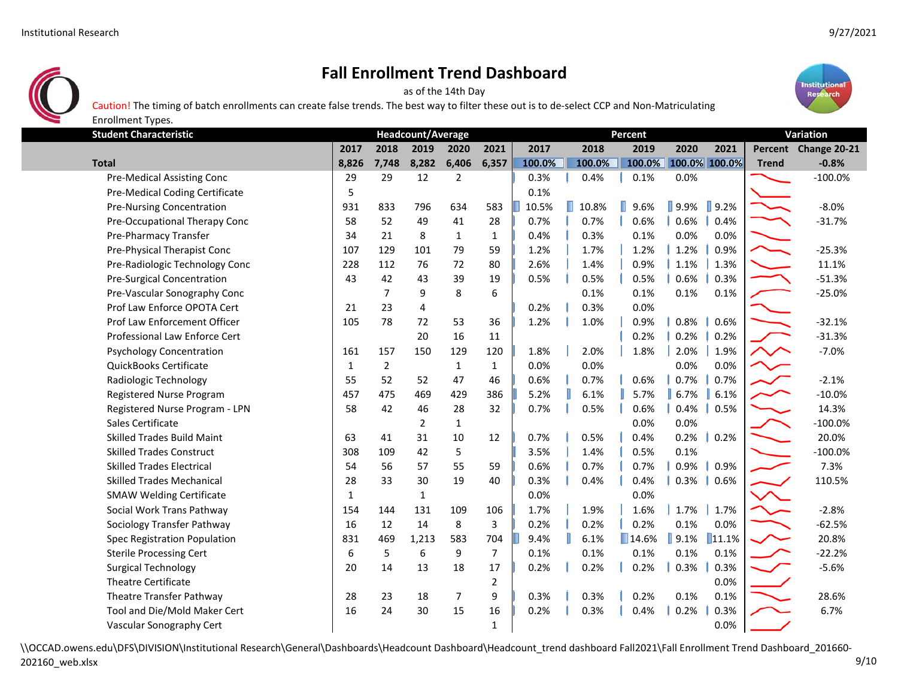# Fall Enrollment Trend Dashboard

as of the 14th Day

Caution! The timing of batch enrollments can create false trends. The best way to filter these out is to de-select CCP and Non-Matriculating Enrollment Types.

| Student Characteristic | Headcount/Average | | | | | Percent | | | | | Variation | |
|---|---|---|---|---|---|---|---|---|---|---|---|---|
| | 2017 | 2018 | 2019 | 2020 | 2021 | 2017 | 2018 | 2019 | 2020 | 2021 | Percent Trend | Change 20-21 |
| **Total** | 8,826 | 7,748 | 8,282 | 6,406 | 6,357 | 100.0% | 100.0% | 100.0% | 100.0% | 100.0% | | -0.8% |
| Pre-Medical Assisting Conc | 29 | 29 | 12 | 2 | | 0.3% | 0.4% | 0.1% | 0.0% | | | -100.0% |
| Pre-Medical Coding Certificate | 5 | | | | | 0.1% | | | | | | |
| Pre-Nursing Concentration | 931 | 833 | 796 | 634 | 583 | 10.5% | 10.8% | 9.6% | 9.9% | 9.2% | | -8.0% |
| Pre-Occupational Therapy Conc | 58 | 52 | 49 | 41 | 28 | 0.7% | 0.7% | 0.6% | 0.6% | 0.4% | | -31.7% |
| Pre-Pharmacy Transfer | 34 | 21 | 8 | 1 | 1 | 0.4% | 0.3% | 0.1% | 0.0% | 0.0% | | |
| Pre-Physical Therapist Conc | 107 | 129 | 101 | 79 | 59 | 1.2% | 1.7% | 1.2% | 1.2% | 0.9% | | -25.3% |
| Pre-Radiologic Technology Conc | 228 | 112 | 76 | 72 | 80 | 2.6% | 1.4% | 0.9% | 1.1% | 1.3% | | 11.1% |
| Pre-Surgical Concentration | 43 | 42 | 43 | 39 | 19 | 0.5% | 0.5% | 0.5% | 0.6% | 0.3% | | -51.3% |
| Pre-Vascular Sonography Conc | | 7 | 9 | 8 | 6 | | 0.1% | 0.1% | 0.1% | 0.1% | | -25.0% |
| Prof Law Enforce OPOTA Cert | 21 | 23 | 4 | | | 0.2% | 0.3% | 0.0% | | | | |
| Prof Law Enforcement Officer | 105 | 78 | 72 | 53 | 36 | 1.2% | 1.0% | 0.9% | 0.8% | 0.6% | | -32.1% |
| Professional Law Enforce Cert | | | 20 | 16 | 11 | | | 0.2% | 0.2% | 0.2% | | -31.3% |
| Psychology Concentration | 161 | 157 | 150 | 129 | 120 | 1.8% | 2.0% | 1.8% | 2.0% | 1.9% | | -7.0% |
| QuickBooks Certificate | 1 | 2 | | 1 | 1 | 0.0% | 0.0% | | 0.0% | 0.0% | | |
| Radiologic Technology | 55 | 52 | 52 | 47 | 46 | 0.6% | 0.7% | 0.6% | 0.7% | 0.7% | | -2.1% |
| Registered Nurse Program | 457 | 475 | 469 | 429 | 386 | 5.2% | 6.1% | 5.7% | 6.7% | 6.1% | | -10.0% |
| Registered Nurse Program - LPN | 58 | 42 | 46 | 28 | 32 | 0.7% | 0.5% | 0.6% | 0.4% | 0.5% | | 14.3% |
| Sales Certificate | | | 2 | 1 | | | | 0.0% | 0.0% | | | -100.0% |
| Skilled Trades Build Maint | 63 | 41 | 31 | 10 | 12 | 0.7% | 0.5% | 0.4% | 0.2% | 0.2% | | 20.0% |
| Skilled Trades Construct | 308 | 109 | 42 | 5 | | 3.5% | 1.4% | 0.5% | 0.1% | | | -100.0% |
| Skilled Trades Electrical | 54 | 56 | 57 | 55 | 59 | 0.6% | 0.7% | 0.7% | 0.9% | 0.9% | | 7.3% |
| Skilled Trades Mechanical | 28 | 33 | 30 | 19 | 40 | 0.3% | 0.4% | 0.4% | 0.3% | 0.6% | | 110.5% |
| SMAW Welding Certificate | 1 | | 1 | | | 0.0% | | 0.0% | | | | |
| Social Work Trans Pathway | 154 | 144 | 131 | 109 | 106 | 1.7% | 1.9% | 1.6% | 1.7% | 1.7% | | -2.8% |
| Sociology Transfer Pathway | 16 | 12 | 14 | 8 | 3 | 0.2% | 0.2% | 0.2% | 0.1% | 0.0% | | -62.5% |
| Spec Registration Population | 831 | 469 | 1,213 | 583 | 704 | 9.4% | 6.1% | 14.6% | 9.1% | 11.1% | | 20.8% |
| Sterile Processing Cert | 6 | 5 | 6 | 9 | 7 | 0.1% | 0.1% | 0.1% | 0.1% | 0.1% | | -22.2% |
| Surgical Technology | 20 | 14 | 13 | 18 | 17 | 0.2% | 0.2% | 0.2% | 0.3% | 0.3% | | -5.6% |
| Theatre Certificate | | | | | 2 | | | | | 0.0% | | |
| Theatre Transfer Pathway | 28 | 23 | 18 | 7 | 9 | 0.3% | 0.3% | 0.2% | 0.1% | 0.1% | | 28.6% |
| Tool and Die/Mold Maker Cert | 16 | 24 | 30 | 15 | 16 | 0.2% | 0.3% | 0.4% | 0.2% | 0.3% | | 6.7% |
| Vascular Sonography Cert | | | | | 1 | | | | | 0.0% | | |

\\OCCAD.owens.edu\DFS\DIVISION\Institutional Research\General\Dashboards\Headcount Dashboard\Headcount_trend dashboard Fall2021\Fall Enrollment Trend Dashboard_201660-202160_web.xlsx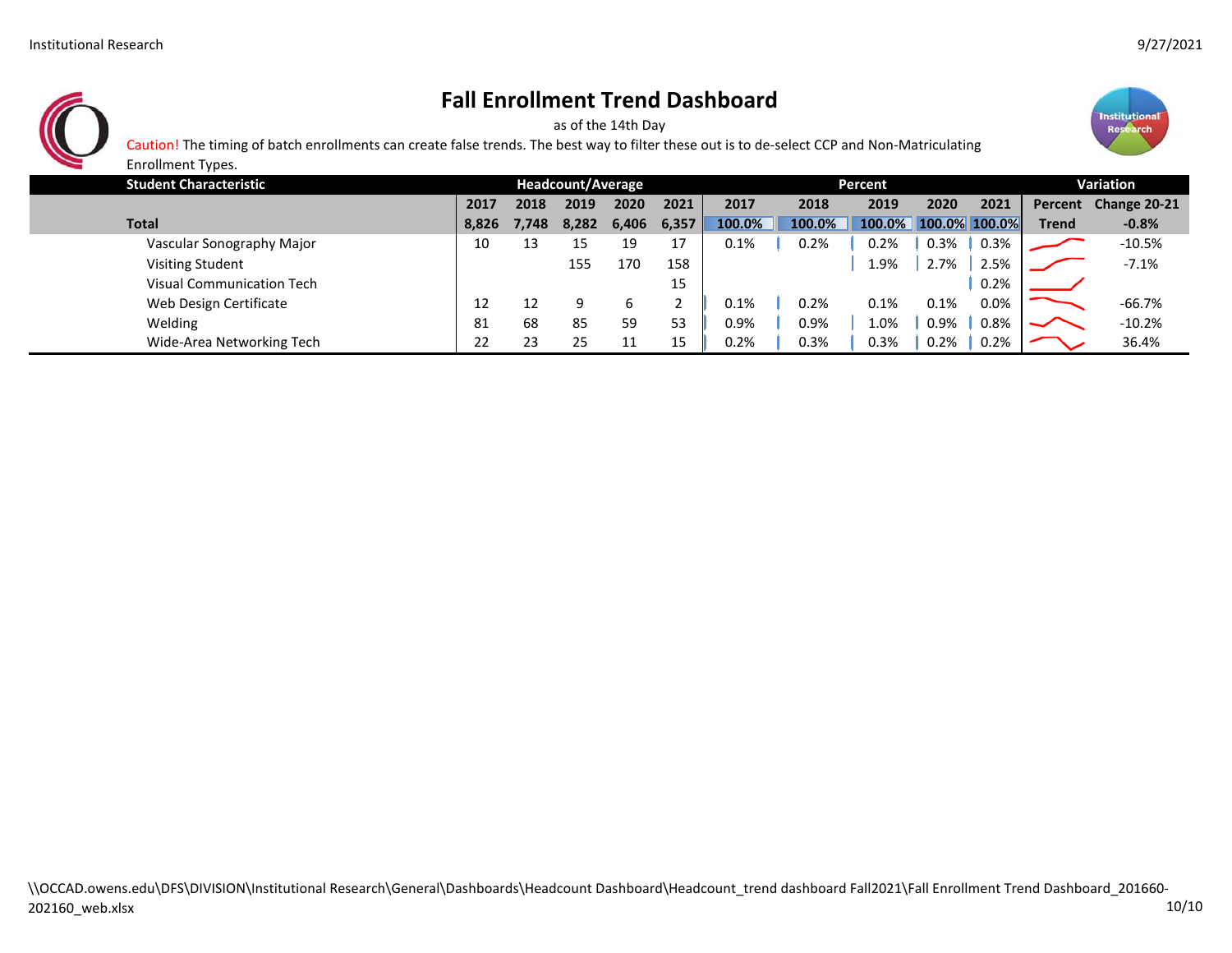# Fall Enrollment Trend Dashboard

as of the 14th Day

Caution! The timing of batch enrollments can create false trends. The best way to filter these out is to de-select CCP and Non-Matriculating Enrollment Types.

| Student Characteristic | Headcount/Average | | | | | Percent | | | | | Variation | |
|---|---|---|---|---|---|---|---|---|---|---|---|---|
| | 2017 | 2018 | 2019 | 2020 | 2021 | 2017 | 2018 | 2019 | 2020 | 2021 | Percent | Change 20-21 |
| **Total** | **8,826** | **7,748** | **8,282** | **6,406** | **6,357** | **100.0%** | **100.0%** | **100.0%** | **100.0%** | **100.0%** | **Trend** | **-0.8%** |
| Vascular Sonography Major | 10 | 13 | 15 | 19 | 17 | 0.1% | 0.2% | 0.2% | 0.3% | 0.3% | | -10.5% |
| Visiting Student | | | 155 | 170 | 158 | | | 1.9% | 2.7% | 2.5% | | -7.1% |
| Visual Communication Tech | | | | | 15 | | | | | 0.2% | | |
| Web Design Certificate | 12 | 12 | 9 | 6 | 2 | 0.1% | 0.2% | 0.1% | 0.1% | 0.0% | | -66.7% |
| Welding | 81 | 68 | 85 | 59 | 53 | 0.9% | 0.9% | 1.0% | 0.9% | 0.8% | | -10.2% |
| Wide-Area Networking Tech | 22 | 23 | 25 | 11 | 15 | 0.2% | 0.3% | 0.3% | 0.2% | 0.2% | | 36.4% |

\\OCCAD.owens.edu\DFS\DIVISION\Institutional Research\General\Dashboards\Headcount Dashboard\Headcount_trend dashboard Fall2021\Fall Enrollment Trend Dashboard_201660-202160_web.xlsx